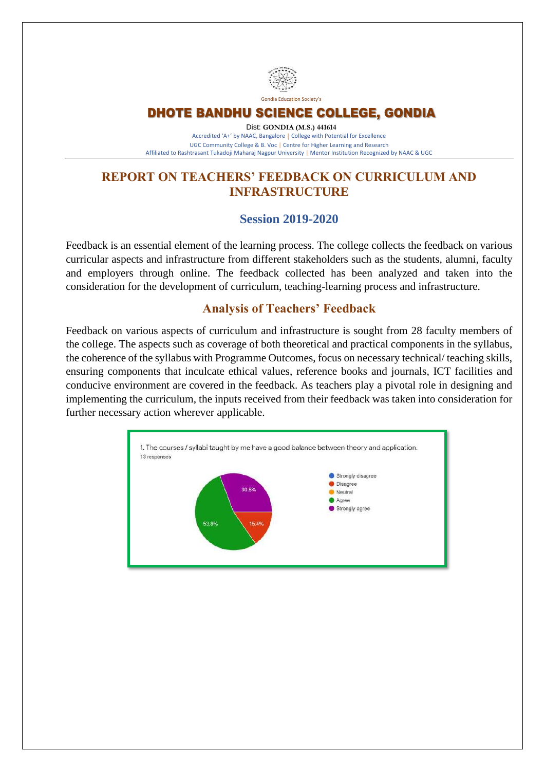Gondia Education Society's

# DHOTE BANDHU SCIENCE COLLEGE, GONDIA

Dist: **GONDIA (M.S.) 441614**

Accredited 'A+' by NAAC, Bangalore | College with Potential for Excellence
UGC Community College & B. Voc | Centre for Higher Learning and Research
Affiliated to Rashtrasant Tukadoji Maharaj Nagpur University | Mentor Institution Recognized by NAAC & UGC

## REPORT ON TEACHERS' FEEDBACK ON CURRICULUM AND INFRASTRUCTURE

### Session 2019-2020

Feedback is an essential element of the learning process. The college collects the feedback on various curricular aspects and infrastructure from different stakeholders such as the students, alumni, faculty and employers through online. The feedback collected has been analyzed and taken into the consideration for the development of curriculum, teaching-learning process and infrastructure.

### Analysis of Teachers' Feedback

Feedback on various aspects of curriculum and infrastructure is sought from 28 faculty members of the college. The aspects such as coverage of both theoretical and practical components in the syllabus, the coherence of the syllabus with Programme Outcomes, focus on necessary technical/ teaching skills, ensuring components that inculcate ethical values, reference books and journals, ICT facilities and conducive environment are covered in the feedback. As teachers play a pivotal role in designing and implementing the curriculum, the inputs received from their feedback was taken into consideration for further necessary action wherever applicable.

1. The courses / syllabi taught by me have a good balance between theory and application.
13 responses

- Strongly disagree
- Disagree: 15.4%
- Neutral
- Agree: 53.8%
- Strongly agree: 30.8%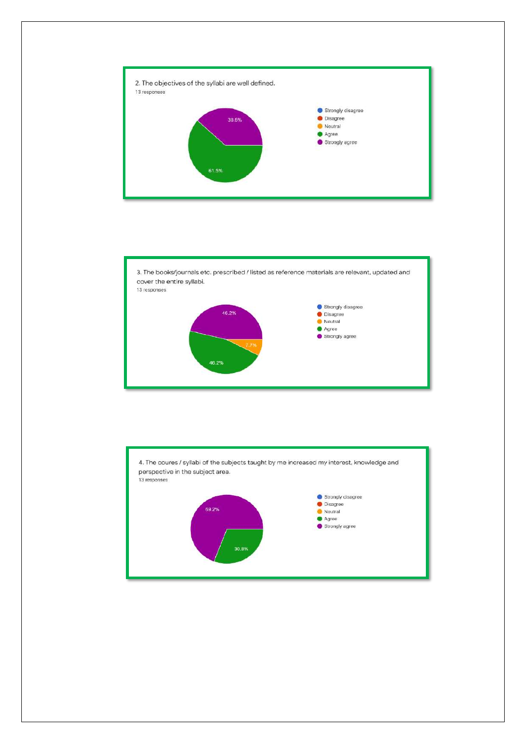2. The objectives of the syllabi are well defined.

13 responses

- Strongly disagree
- Disagree
- Neutral
- Agree
- Strongly agree

38.5%

61.5%

3. The books/journals etc. prescribed / listed as reference materials are relevant, updated and cover the entire syllabi.

13 responses

- Strongly disagree
- Disagree
- Neutral
- Agree
- Strongly agree

46.2%

7.7%

46.2%

4. The coures / syllabi of the subjects taught by me increased my interest, knowledge and perspective in the subject area.

13 responses

- Strongly disagree
- Disagree
- Neutral
- Agree
- Strongly agree

69.2%

30.8%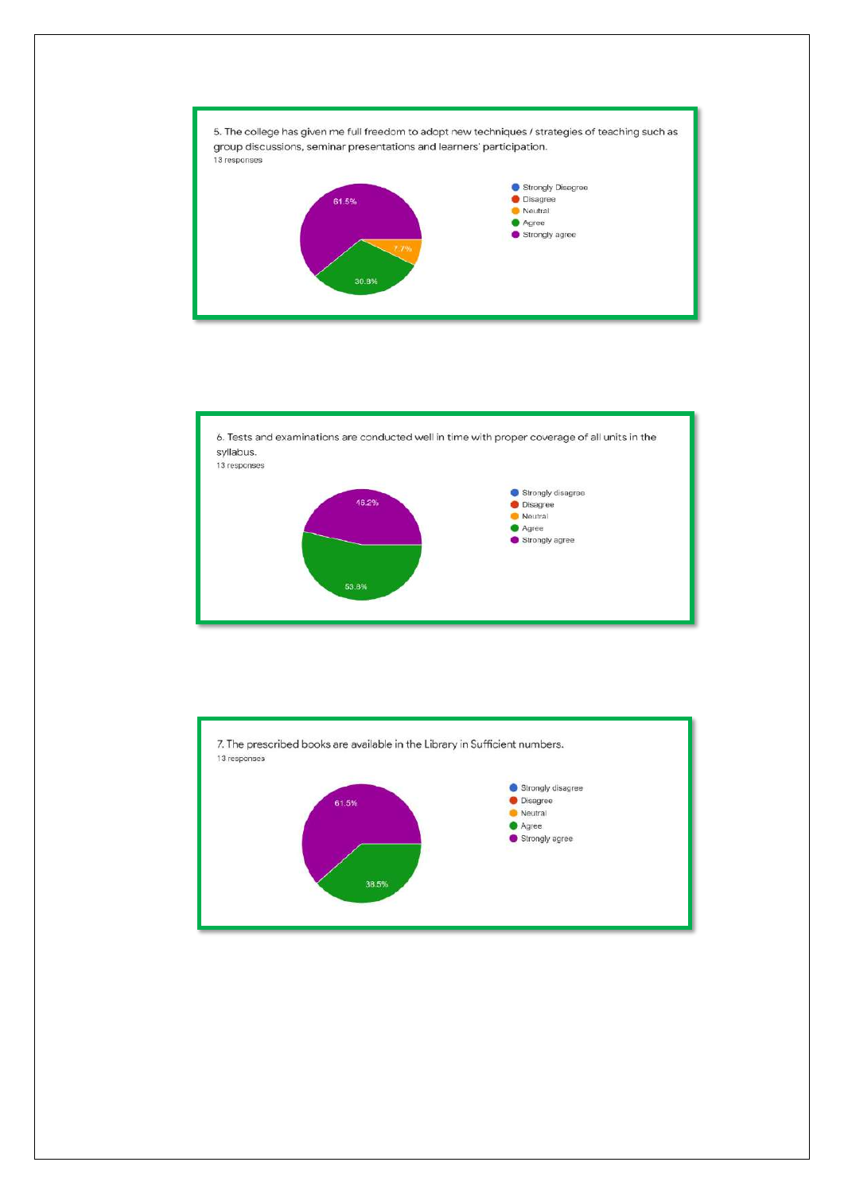5. The college has given me full freedom to adopt new techniques / strategies of teaching such as group discussions, seminar presentations and learners' participation.

13 responses

- Strongly Disagree
- Disagree
- Neutral
- Agree
- Strongly agree

61.5%
7.7%
30.8%

6. Tests and examinations are conducted well in time with proper coverage of all units in the syllabus.

13 responses

- Strongly disagree
- Disagree
- Neutral
- Agree
- Strongly agree

46.2%
53.8%

7. The prescribed books are available in the Library in Sufficient numbers.

13 responses

- Strongly disagree
- Disagree
- Neutral
- Agree
- Strongly agree

61.5%
38.5%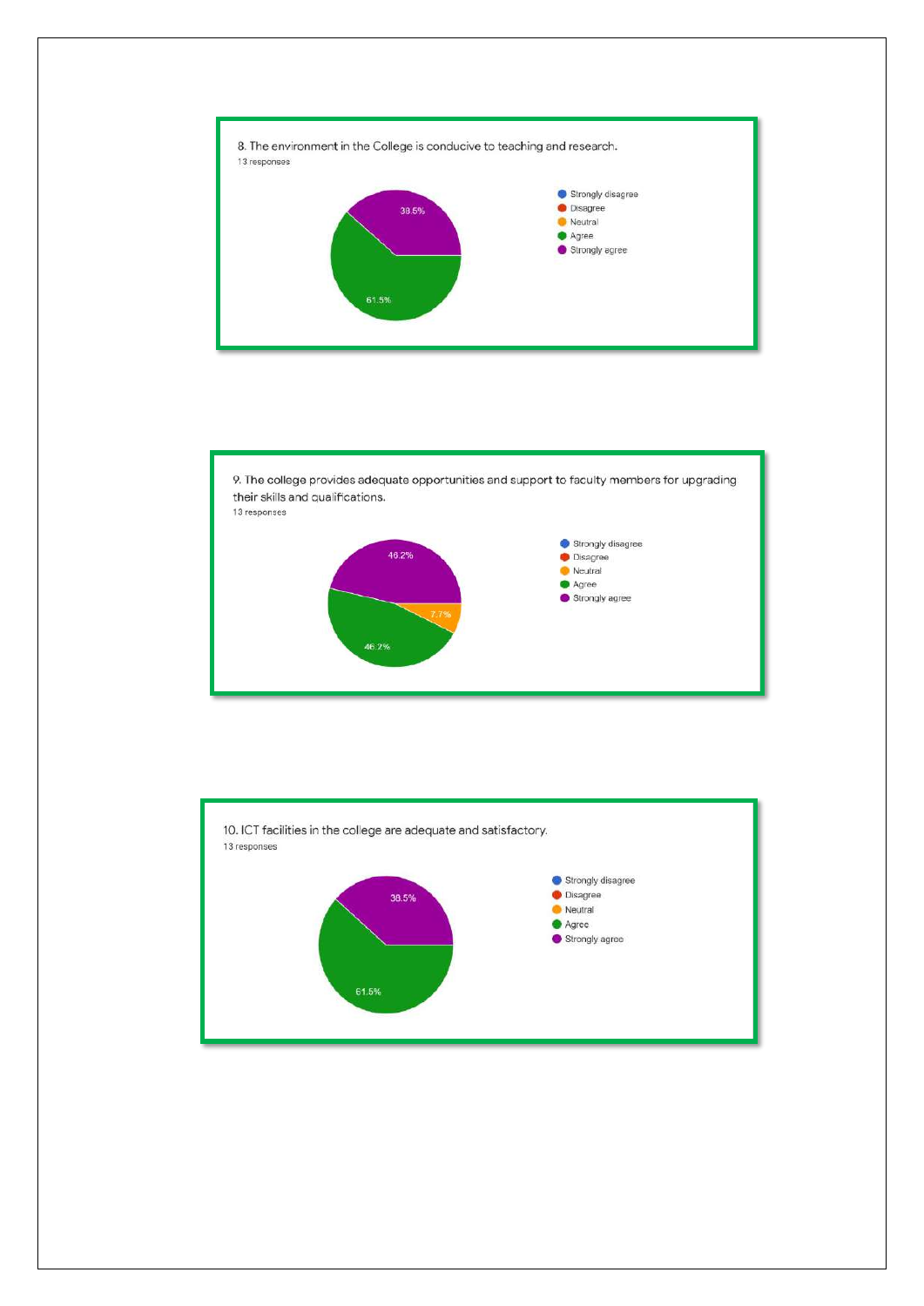8. The environment in the College is conducive to teaching and research.

13 responses

- Strongly disagree
- Disagree
- Neutral
- Agree
- Strongly agree

38.5%

61.5%

9. The college provides adequate opportunities and support to faculty members for upgrading their skills and qualifications.

13 responses

- Strongly disagree
- Disagree
- Neutral
- Agree
- Strongly agree

46.2%

7.7%

46.2%

10. ICT facilities in the college are adequate and satisfactory.

13 responses

- Strongly disagree
- Disagree
- Neutral
- Agree
- Strongly agree

38.5%

61.5%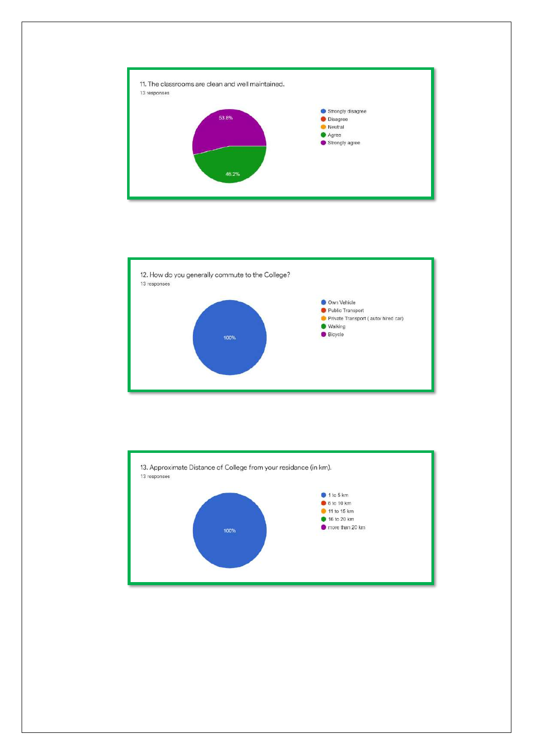11. The classrooms are clean and well maintained.

13 responses

- Strongly disagree
- Disagree
- Neutral
- Agree
- Strongly agree

53.8%

46.2%

12. How do you generally commute to the College?

13 responses

- Own Vehicle
- Public Transport
- Private Transport ( auto/ hired car)
- Walking
- Bicycle

100%

13. Approximate Distance of College from your residance (in km).

13 responses

- 1 to 5 km
- 6 to 10 km
- 11 to 15 km
- 16 to 20 km
- more than 20 km

100%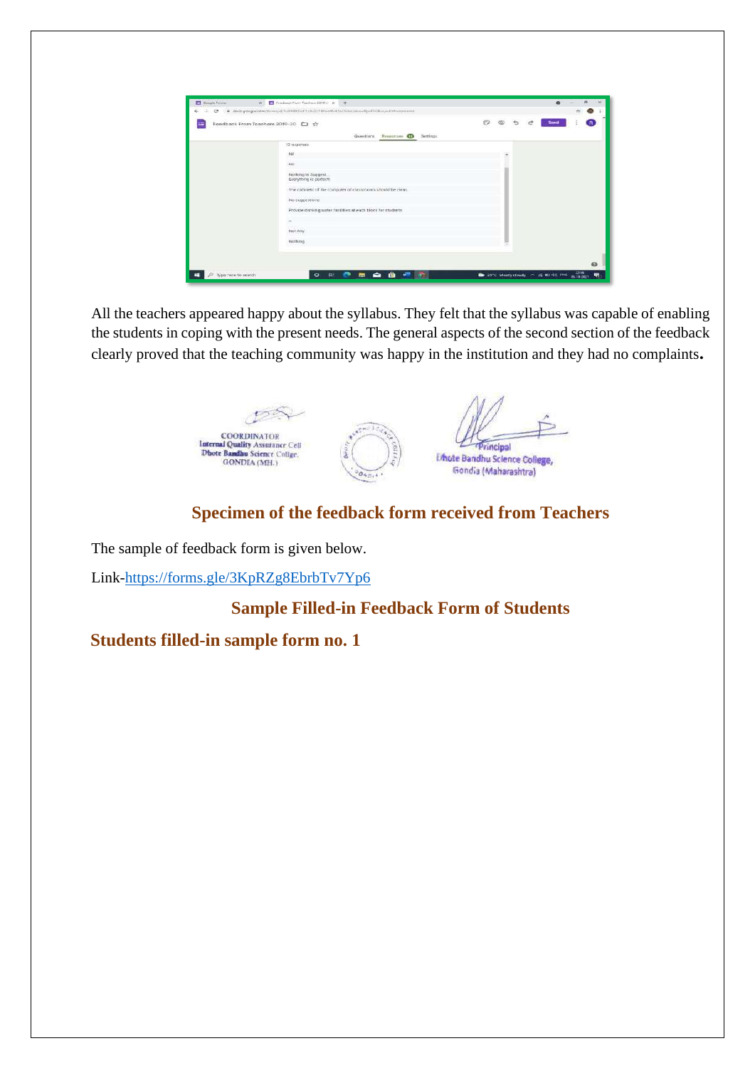All the teachers appeared happy about the syllabus. They felt that the syllabus was capable of enabling the students in coping with the present needs. The general aspects of the second section of the feedback clearly proved that the teaching community was happy in the institution and they had no complaints**.**

COORDINATOR
Internal Quality Assurance Cell
Dhote Bandhu Science College,
GONDIA (MH.)

Principal
Dhote Bandhu Science College,
Gondia (Maharashtra)

## Specimen of the feedback form received from Teachers

The sample of feedback form is given below.

Link-https://forms.gle/3KpRZg8EbrbTv7Yp6

## Sample Filled-in Feedback Form of Students

### Students filled-in sample form no. 1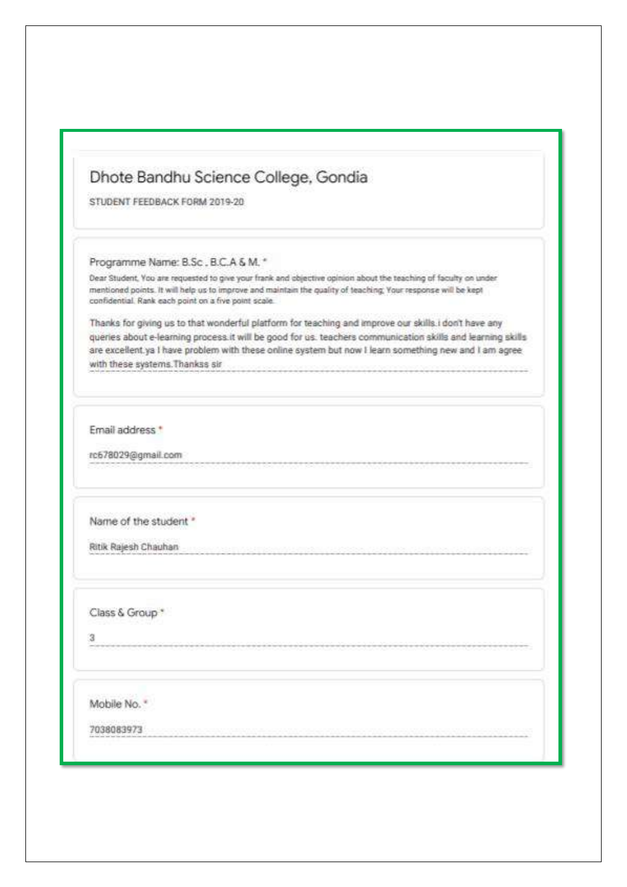# Dhote Bandhu Science College, Gondia

STUDENT FEEDBACK FORM 2019-20

Programme Name: B.Sc , B.C.A & M. *

Dear Student, You are requested to give your frank and objective opinion about the teaching of faculty on under mentioned points. It will help us to improve and maintain the quality of teaching; Your response will be kept confidential. Rank each point on a five point scale.

Thanks for giving us to that wonderful platform for teaching and improve our skills.i don't have any queries about e-learning process.it will be good for us. teachers communication skills and learning skills are excellent.ya I have problem with these online system but now I learn something new and I am agree with these systems.Thankss sir

Email address *

rc678029@gmail.com

Name of the student *

Ritik Rajesh Chauhan

Class & Group *

3

Mobile No. *

7038083973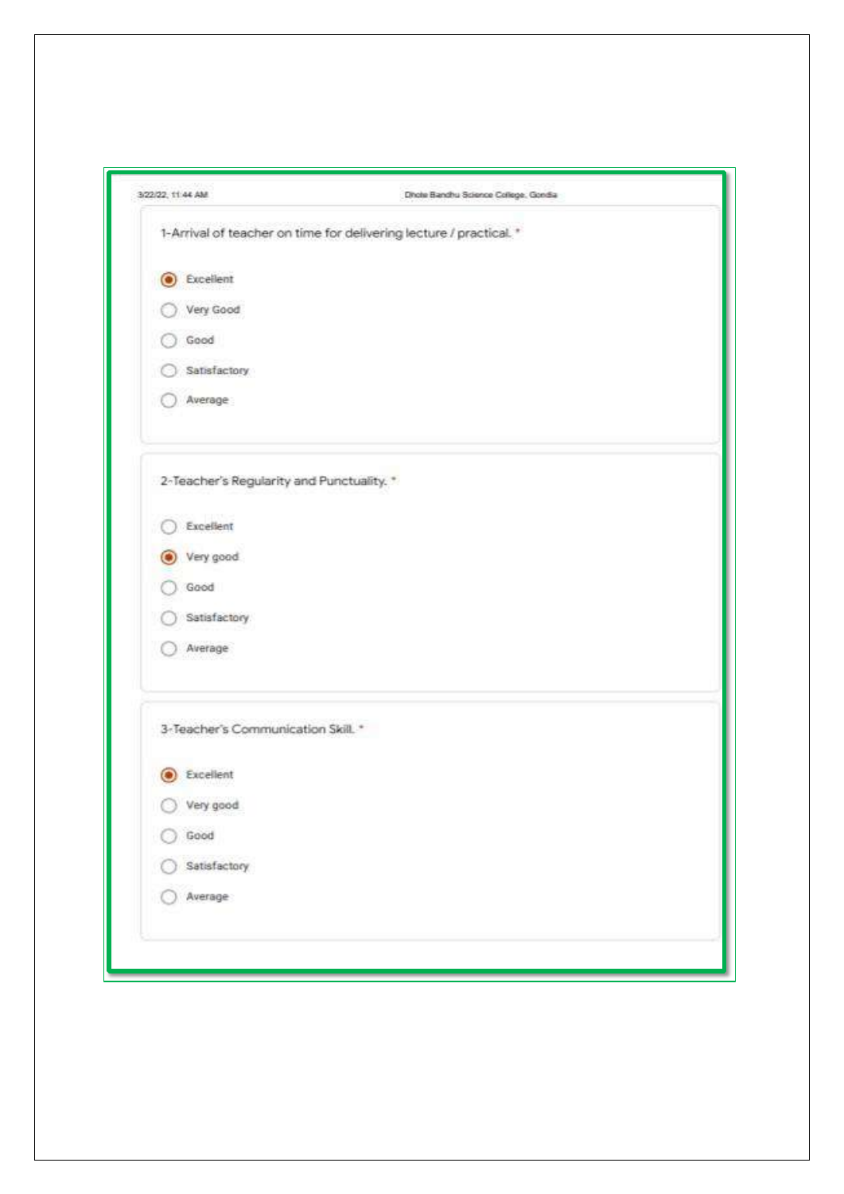3/22/22, 11:44 AM Dhote Bandhu Science College, Gondia

1-Arrival of teacher on time for delivering lecture / practical. *

- (●) Excellent
- ( ) Very Good
- ( ) Good
- ( ) Satisfactory
- ( ) Average

2-Teacher's Regularity and Punctuality. *

- ( ) Excellent
- (●) Very good
- ( ) Good
- ( ) Satisfactory
- ( ) Average

3-Teacher's Communication Skill. *

- (●) Excellent
- ( ) Very good
- ( ) Good
- ( ) Satisfactory
- ( ) Average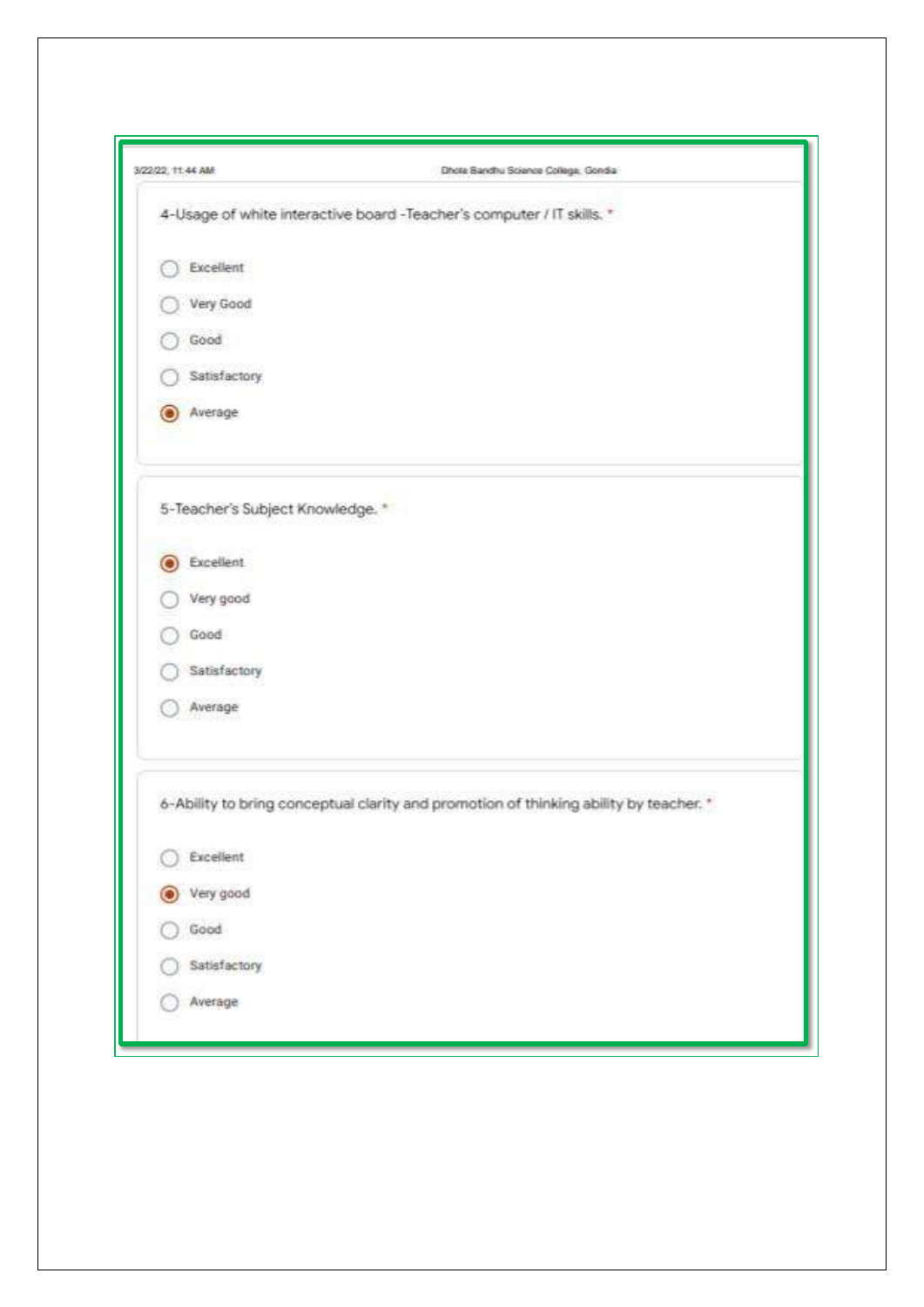4-Usage of white interactive board -Teacher's computer / IT skills. *

- ○ Excellent
- ○ Very Good
- ○ Good
- ○ Satisfactory
- ◉ Average

5-Teacher's Subject Knowledge. *

- ◉ Excellent
- ○ Very good
- ○ Good
- ○ Satisfactory
- ○ Average

6-Ability to bring conceptual clarity and promotion of thinking ability by teacher. *

- ○ Excellent
- ◉ Very good
- ○ Good
- ○ Satisfactory
- ○ Average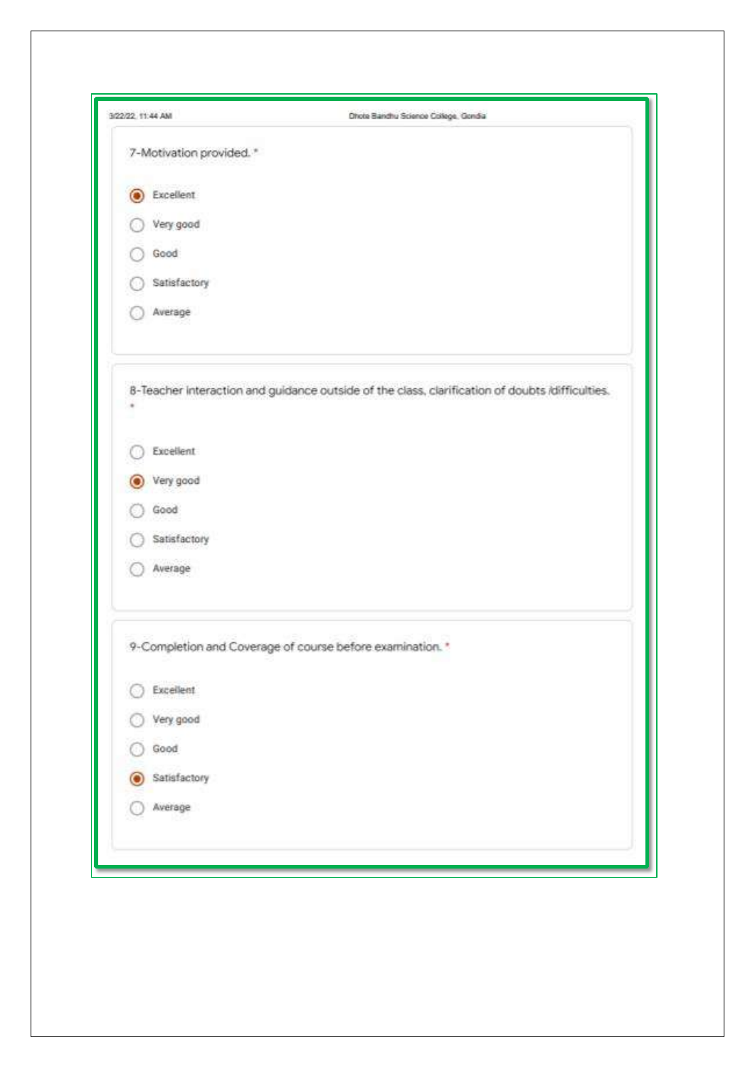7-Motivation provided. *

- (●) Excellent
- ( ) Very good
- ( ) Good
- ( ) Satisfactory
- ( ) Average

8-Teacher interaction and guidance outside of the class, clarification of doubts /difficulties. *

- ( ) Excellent
- (●) Very good
- ( ) Good
- ( ) Satisfactory
- ( ) Average

9-Completion and Coverage of course before examination. *

- ( ) Excellent
- ( ) Very good
- ( ) Good
- (●) Satisfactory
- ( ) Average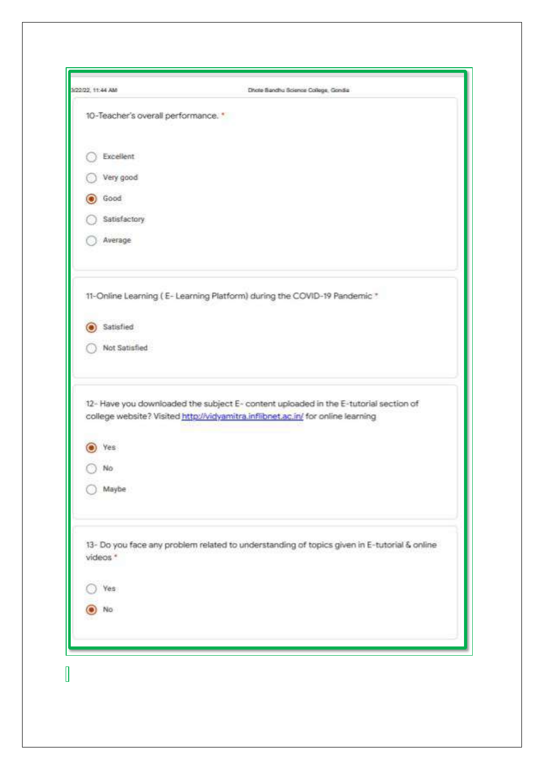10-Teacher's overall performance. *

- ○ Excellent
- ○ Very good
- ◉ Good
- ○ Satisfactory
- ○ Average

11-Online Learning ( E- Learning Platform) during the COVID-19 Pandemic *

- ◉ Satisfied
- ○ Not Satisfied

12- Have you downloaded the subject E- content uploaded in the E-tutorial section of college website? Visited http://vidyamitra.inflibnet.ac.in/ for online learning

- ◉ Yes
- ○ No
- ○ Maybe

13- Do you face any problem related to understanding of topics given in E-tutorial & online videos *

- ○ Yes
- ◉ No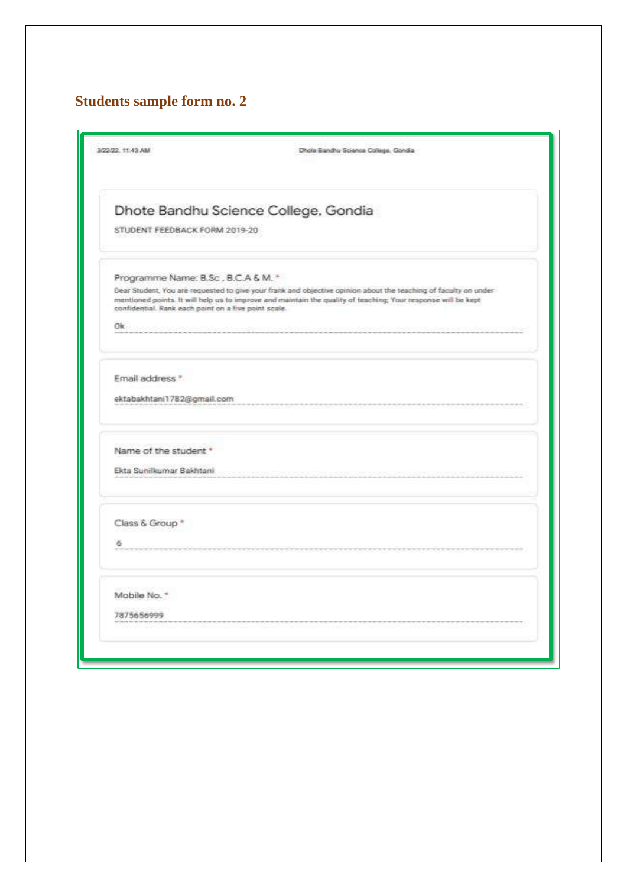## Students sample form no. 2

3/22/22, 11:43 AM Dhote Bandhu Science College, Gondia

# Dhote Bandhu Science College, Gondia

STUDENT FEEDBACK FORM 2019-20

Programme Name: B.Sc , B.C.A & M. *

Dear Student, You are requested to give your frank and objective opinion about the teaching of faculty on under mentioned points. It will help us to improve and maintain the quality of teaching; Your response will be kept confidential. Rank each point on a five point scale.

Ok

Email address *

ektabakhtani1782@gmail.com

Name of the student *

Ekta Sunilkumar Bakhtani

Class & Group *

6

Mobile No. *

7875656999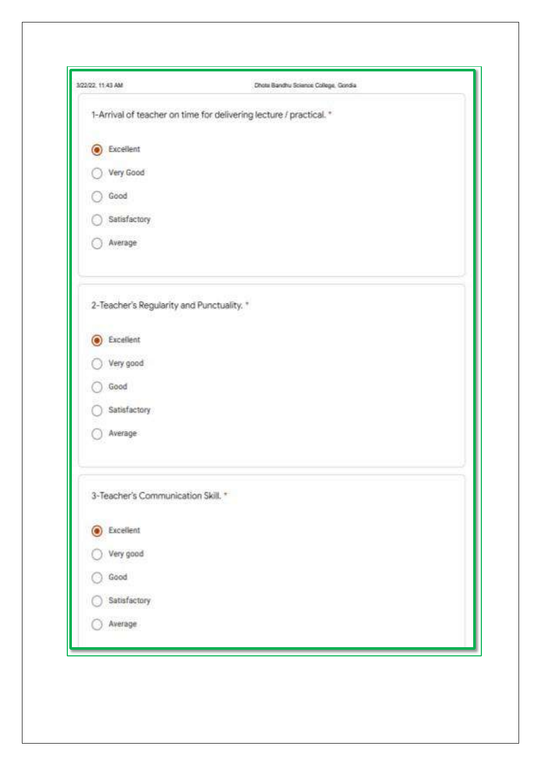1-Arrival of teacher on time for delivering lecture / practical. *

- (●) Excellent
- ( ) Very Good
- ( ) Good
- ( ) Satisfactory
- ( ) Average

2-Teacher's Regularity and Punctuality. *

- (●) Excellent
- ( ) Very good
- ( ) Good
- ( ) Satisfactory
- ( ) Average

3-Teacher's Communication Skill. *

- (●) Excellent
- ( ) Very good
- ( ) Good
- ( ) Satisfactory
- ( ) Average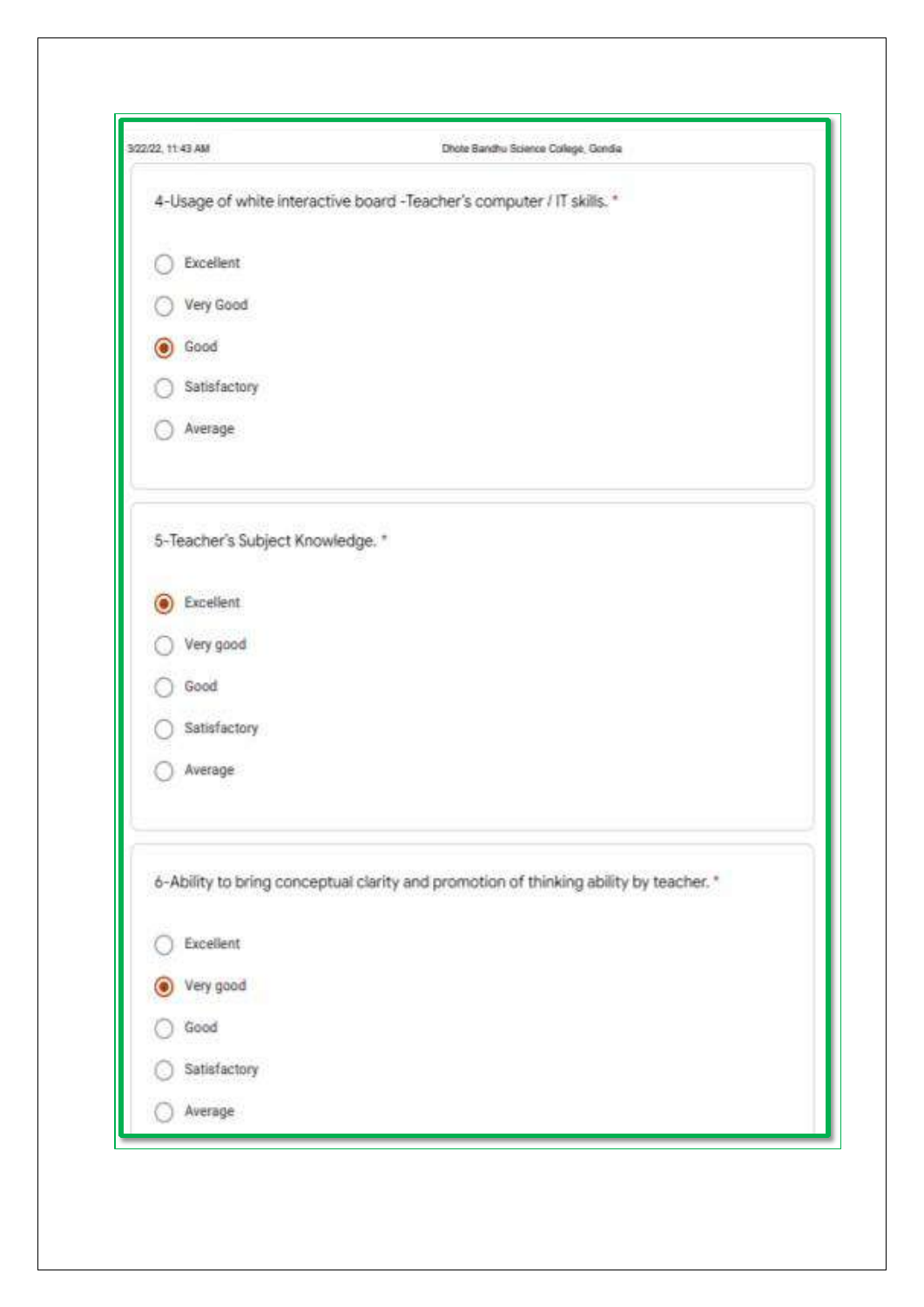4-Usage of white interactive board -Teacher's computer / IT skills. *

- ○ Excellent
- ○ Very Good
- ◉ Good
- ○ Satisfactory
- ○ Average

5-Teacher's Subject Knowledge. *

- ◉ Excellent
- ○ Very good
- ○ Good
- ○ Satisfactory
- ○ Average

6-Ability to bring conceptual clarity and promotion of thinking ability by teacher. *

- ○ Excellent
- ◉ Very good
- ○ Good
- ○ Satisfactory
- ○ Average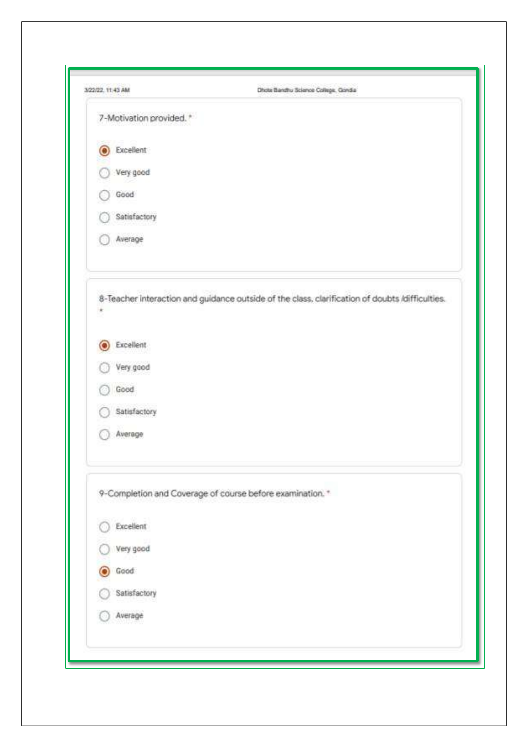7-Motivation provided. *

- (●) Excellent
- ( ) Very good
- ( ) Good
- ( ) Satisfactory
- ( ) Average

8-Teacher interaction and guidance outside of the class, clarification of doubts /difficulties. *

- (●) Excellent
- ( ) Very good
- ( ) Good
- ( ) Satisfactory
- ( ) Average

9-Completion and Coverage of course before examination. *

- ( ) Excellent
- ( ) Very good
- (●) Good
- ( ) Satisfactory
- ( ) Average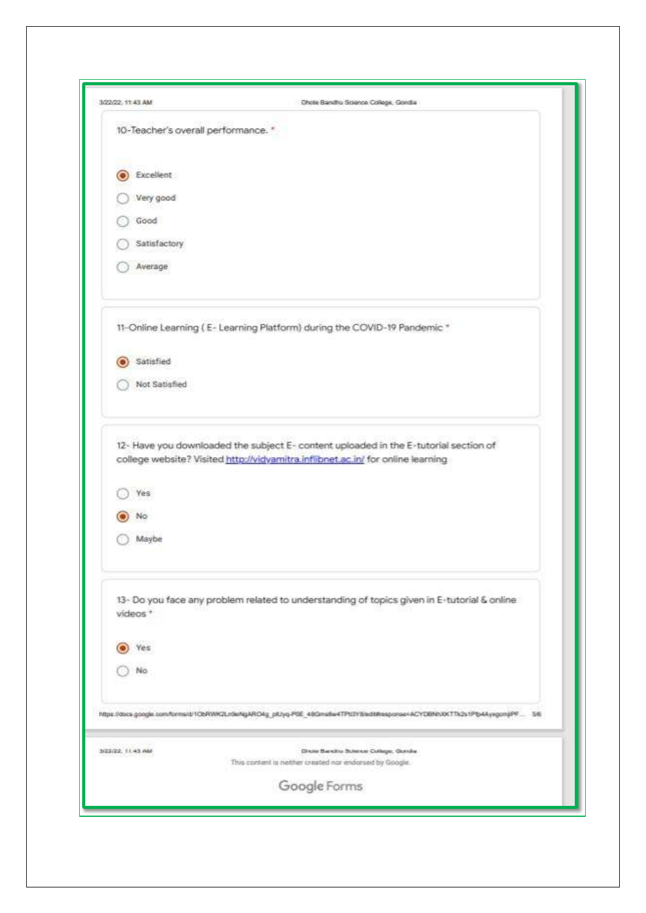10-Teacher's overall performance. *

- (x) Excellent
- ( ) Very good
- ( ) Good
- ( ) Satisfactory
- ( ) Average

11-Online Learning ( E- Learning Platform) during the COVID-19 Pandemic *

- (x) Satisfied
- ( ) Not Satisfied

12- Have you downloaded the subject E- content uploaded in the E-tutorial section of college website? Visited http://vidyamitra.inflibnet.ac.in/ for online learning

- ( ) Yes
- (x) No
- ( ) Maybe

13- Do you face any problem related to understanding of topics given in E-tutorial & online videos *

- (x) Yes
- ( ) No

This content is neither created nor endorsed by Google.

Google Forms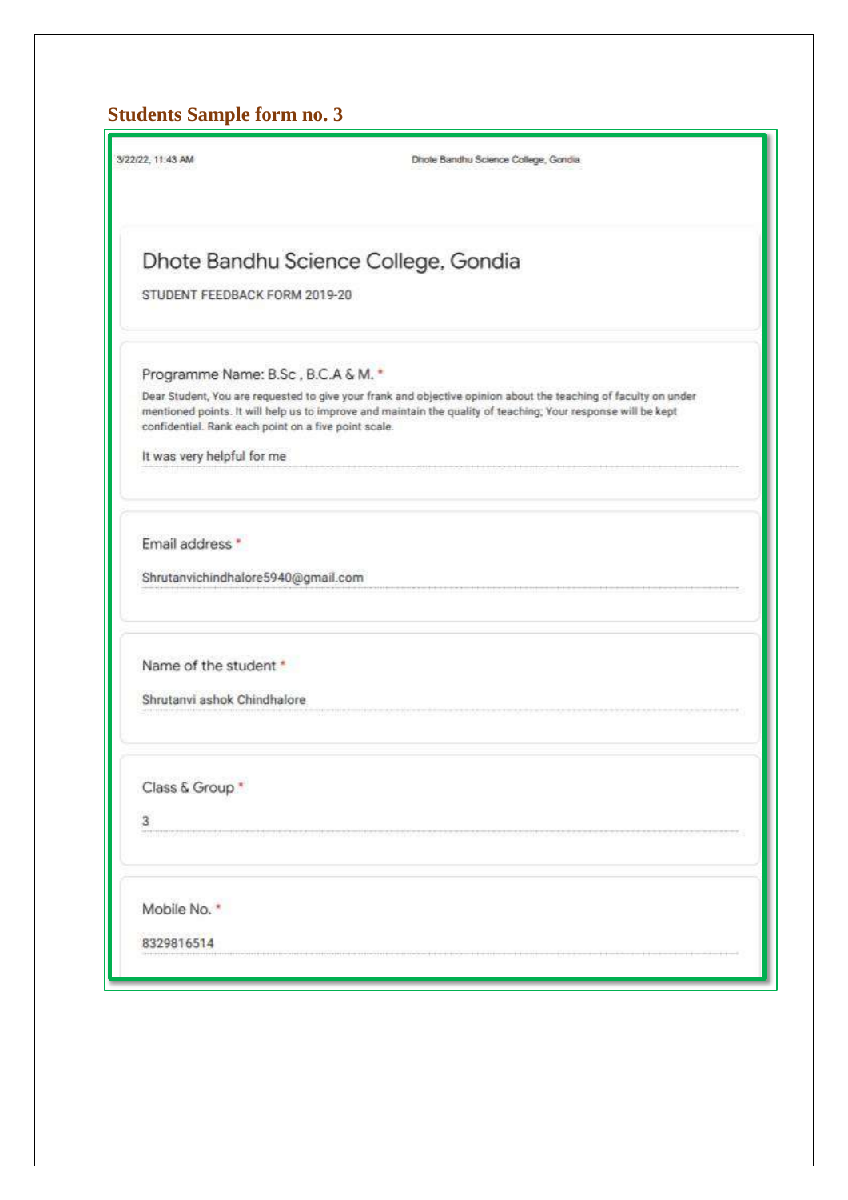## Students Sample form no. 3

3/22/22, 11:43 AM Dhote Bandhu Science College, Gondia

# Dhote Bandhu Science College, Gondia

STUDENT FEEDBACK FORM 2019-20

Programme Name: B.Sc , B.C.A & M. *

Dear Student, You are requested to give your frank and objective opinion about the teaching of faculty on under mentioned points. It will help us to improve and maintain the quality of teaching; Your response will be kept confidential. Rank each point on a five point scale.

It was very helpful for me

Email address *

Shrutanvichindhalore5940@gmail.com

Name of the student *

Shrutanvi ashok Chindhalore

Class & Group *

3

Mobile No. *

8329816514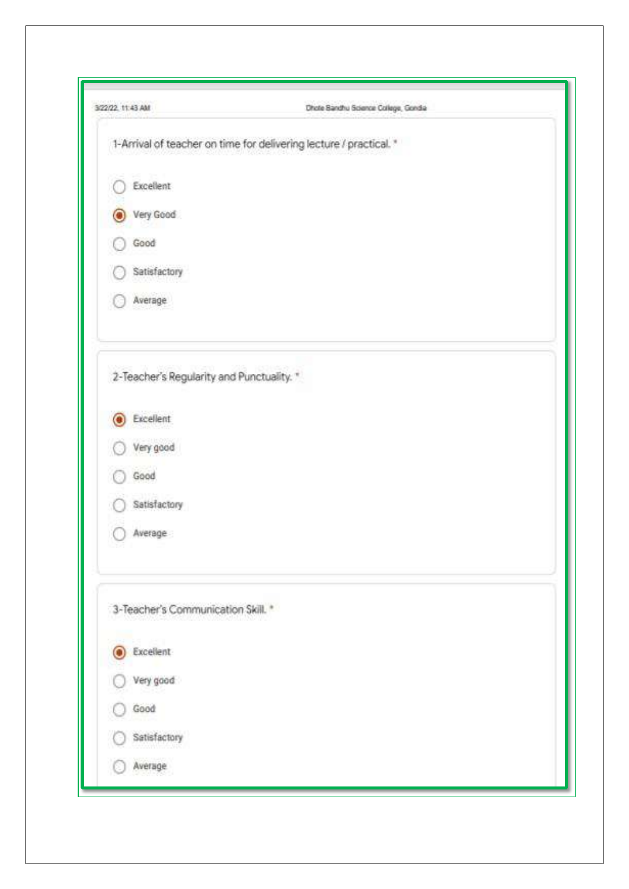3/22/22, 11:43 AM Dhote Bandhu Science College, Gondia

1-Arrival of teacher on time for delivering lecture / practical. *

- ○ Excellent
- ◉ Very Good
- ○ Good
- ○ Satisfactory
- ○ Average

2-Teacher's Regularity and Punctuality. *

- ◉ Excellent
- ○ Very good
- ○ Good
- ○ Satisfactory
- ○ Average

3-Teacher's Communication Skill. *

- ◉ Excellent
- ○ Very good
- ○ Good
- ○ Satisfactory
- ○ Average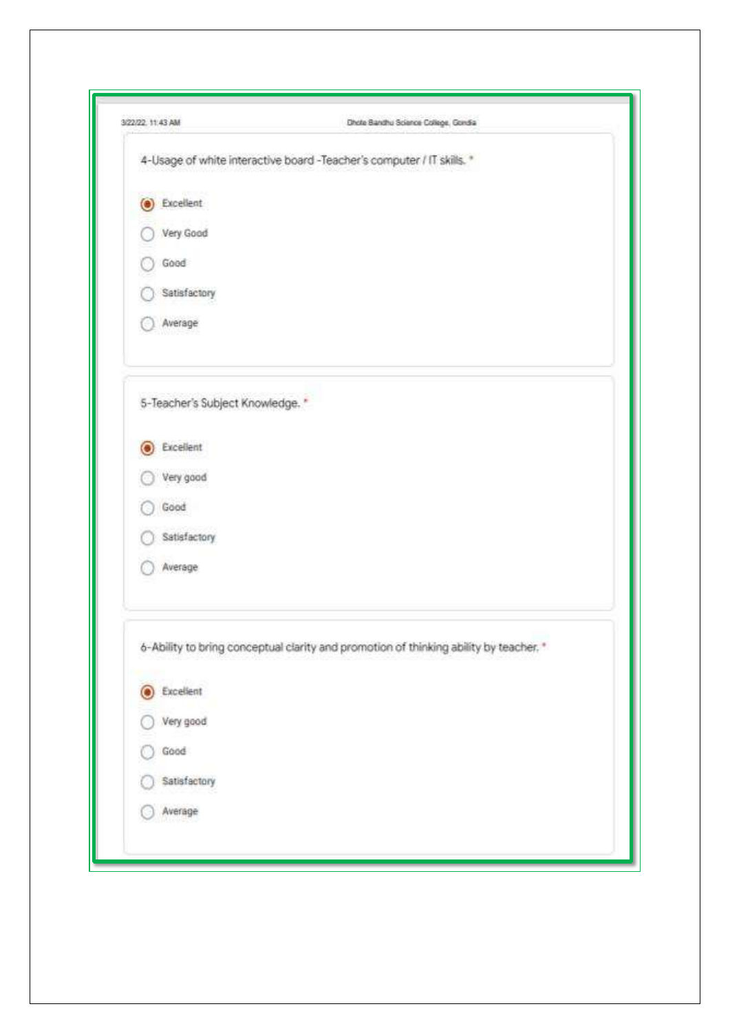4-Usage of white interactive board -Teacher's computer / IT skills. *

- (●) Excellent
- ( ) Very Good
- ( ) Good
- ( ) Satisfactory
- ( ) Average

5-Teacher's Subject Knowledge. *

- (●) Excellent
- ( ) Very good
- ( ) Good
- ( ) Satisfactory
- ( ) Average

6-Ability to bring conceptual clarity and promotion of thinking ability by teacher. *

- (●) Excellent
- ( ) Very good
- ( ) Good
- ( ) Satisfactory
- ( ) Average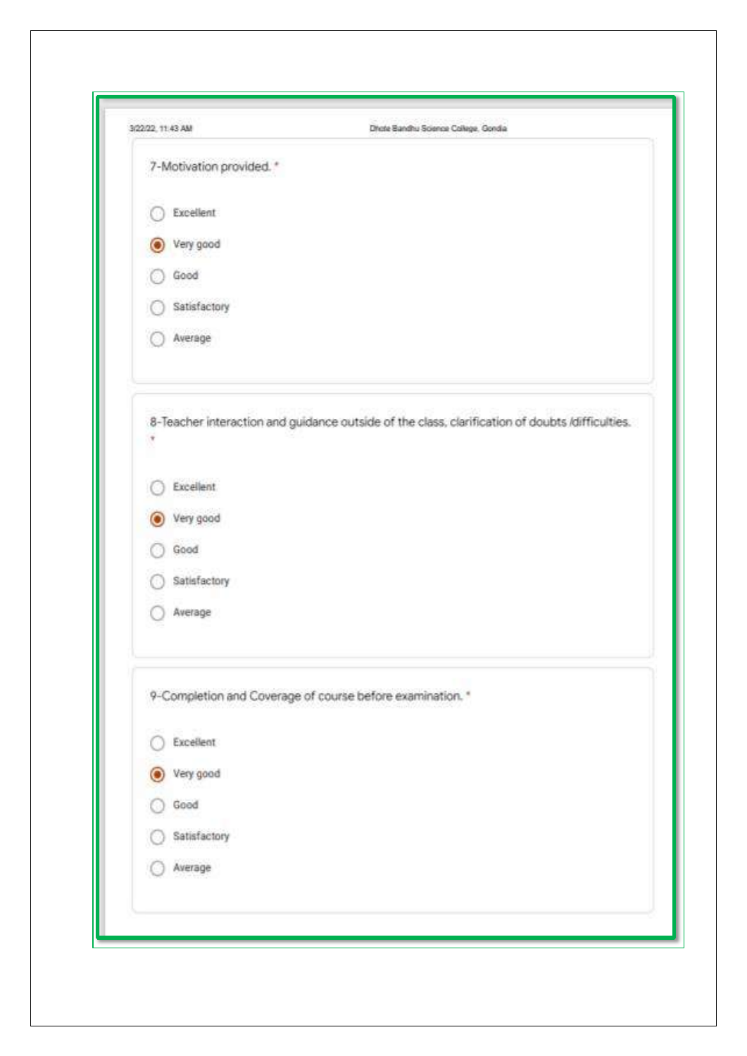7-Motivation provided. *

- ○ Excellent
- ◉ Very good
- ○ Good
- ○ Satisfactory
- ○ Average

8-Teacher interaction and guidance outside of the class, clarification of doubts /difficulties. *

- ○ Excellent
- ◉ Very good
- ○ Good
- ○ Satisfactory
- ○ Average

9-Completion and Coverage of course before examination. *

- ○ Excellent
- ◉ Very good
- ○ Good
- ○ Satisfactory
- ○ Average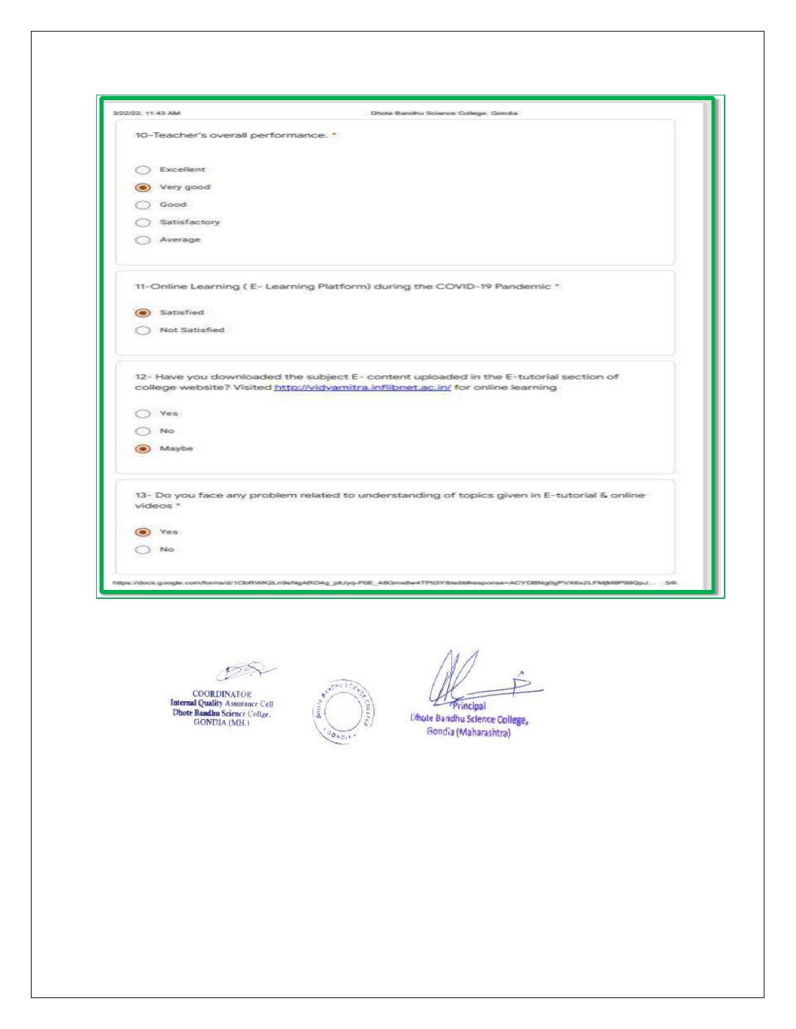10-Teacher's overall performance. *

- ( ) Excellent
- (•) Very good
- ( ) Good
- ( ) Satisfactory
- ( ) Average

11-Online Learning ( E- Learning Platform) during the COVID-19 Pandemic *

- (•) Satisfied
- ( ) Not Satisfied

12- Have you downloaded the subject E- content uploaded in the E-tutorial section of college website? Visited http://vidyamitra.inflibnet.ac.in/ for online learning

- ( ) Yes
- ( ) No
- (•) Maybe

13- Do you face any problem related to understanding of topics given in E-tutorial & online videos *

- (•) Yes
- ( ) No

COORDINATOR
Internal Quality Assurance Cell
Dhote Bandhu Science College,
GONDIA (MH.)

Principal
Dhote Bandhu Science College,
Gondia (Maharashtra)